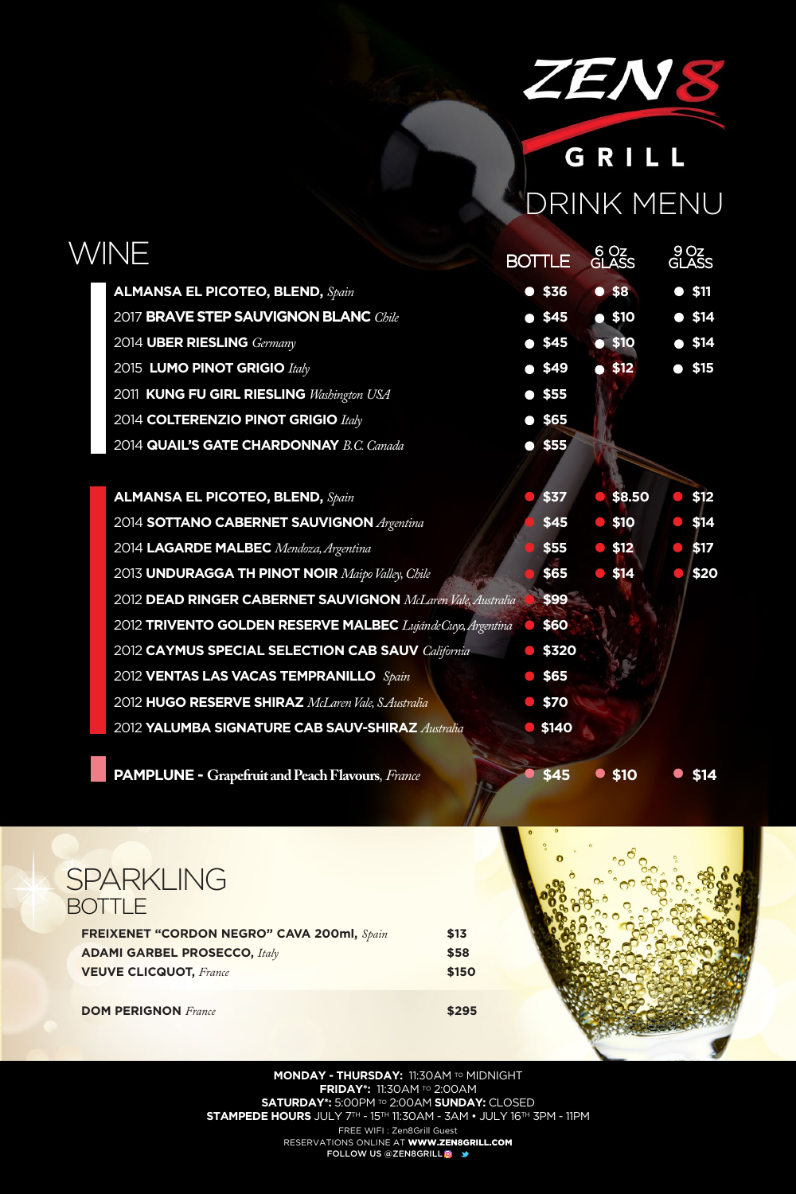# ZEN8 GRILL

## DRINK MENU

## WINE

| | BOTTLE | 6 Oz GLASS | 9 Oz GLASS |
|---|---|---|---|
| **ALMANSA EL PICOTEO, BLEND,** *Spain* | $36 | $8 | $11 |
| 2017 **BRAVE STEP SAUVIGNON BLANC** *Chile* | $45 | $10 | $14 |
| 2014 **UBER RIESLING** *Germany* | $45 | $10 | $14 |
| 2015 **LUMO PINOT GRIGIO** *Italy* | $49 | $12 | $15 |
| 2011 **KUNG FU GIRL RIESLING** *Washington USA* | $55 | | |
| 2014 **COLTERENZIO PINOT GRIGIO** *Italy* | $65 | | |
| 2014 **QUAIL'S GATE CHARDONNAY** *B.C. Canada* | $55 | | |
| **ALMANSA EL PICOTEO, BLEND,** *Spain* | $37 | $8.50 | $12 |
| 2014 **SOTTANO CABERNET SAUVIGNON** *Argentina* | $45 | $10 | $14 |
| 2014 **LAGARDE MALBEC** *Mendoza, Argentina* | $55 | $12 | $17 |
| 2013 **UNDURAGGA TH PINOT NOIR** *Maipo Valley, Chile* | $65 | $14 | $20 |
| 2012 **DEAD RINGER CABERNET SAUVIGNON** *McLaren Vale, Australia* | $99 | | |
| 2012 **TRIVENTO GOLDEN RESERVE MALBEC** *Luján de Cuyo, Argentina* | $60 | | |
| 2012 **CAYMUS SPECIAL SELECTION CAB SAUV** *California* | $320 | | |
| 2012 **VENTAS LAS VACAS TEMPRANILLO** *Spain* | $65 | | |
| 2012 **HUGO RESERVE SHIRAZ** *McLaren Vale, S.Australia* | $70 | | |
| 2012 **YALUMBA SIGNATURE CAB SAUV-SHIRAZ** *Australia* | $140 | | |
| **PAMPLUNE - Grapefruit and Peach Flavours,** *France* | $45 | $10 | $14 |

## SPARKLING
### BOTTLE

| | |
|---|---|
| **FREIXENET "CORDON NEGRO" CAVA 200ml,** *Spain* | $13 |
| **ADAMI GARBEL PROSECCO,** *Italy* | $58 |
| **VEUVE CLICQUOT,** *France* | $150 |
| **DOM PERIGNON** *France* | $295 |

**MONDAY - THURSDAY:** 11:30AM TO MIDNIGHT
**FRIDAY*:** 11:30AM TO 2:00AM
**SATURDAY*:** 5:00PM TO 2:00AM **SUNDAY:** CLOSED
**STAMPEDE HOURS** JULY 7TH - 15TH 11:30AM - 3AM • JULY 16TH 3PM - 11PM
FREE WIFI : Zen8Grill Guest
RESERVATIONS ONLINE AT **WWW.ZEN8GRILL.COM**
**FOLLOW US @ZEN8GRILL**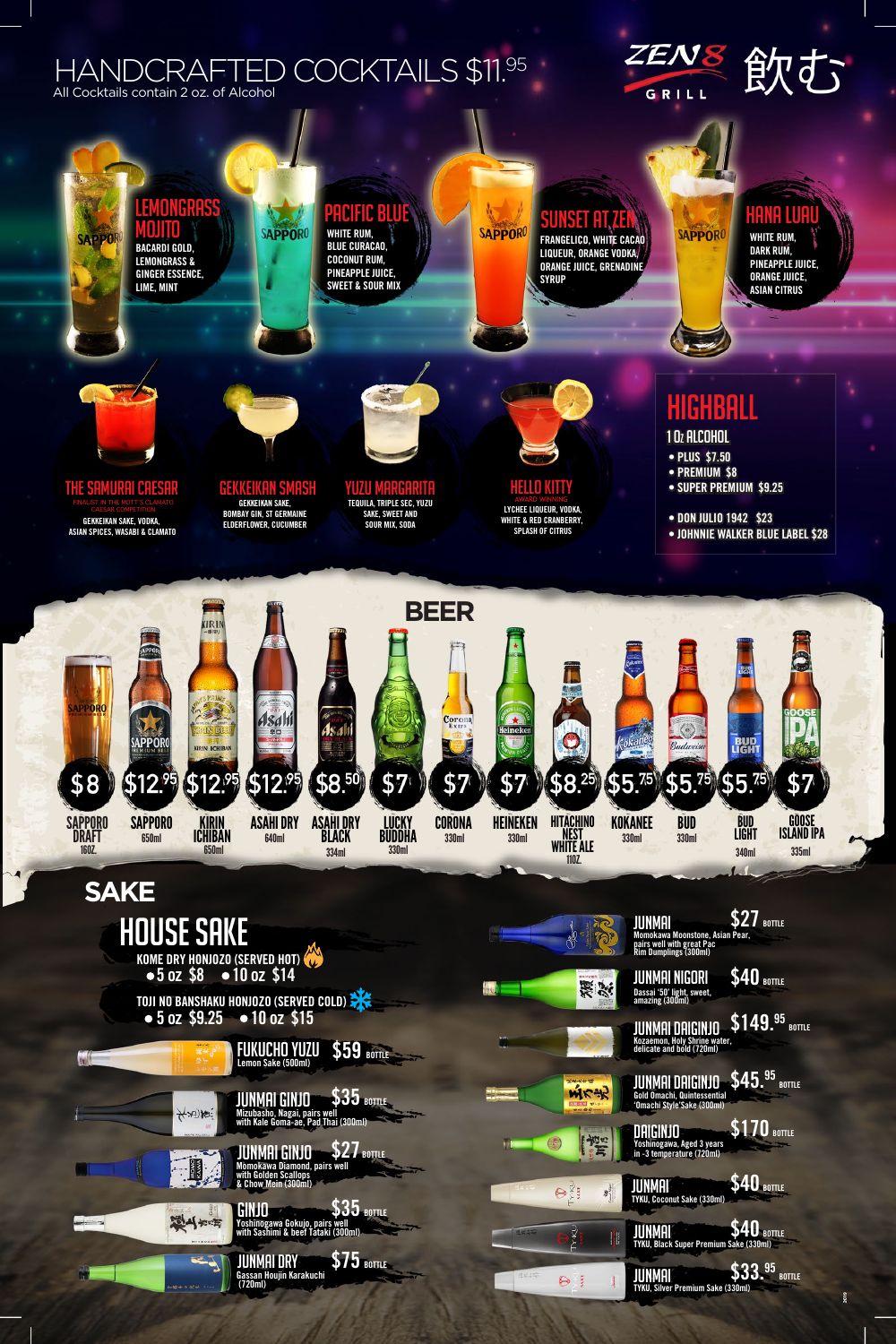# HANDCRAFTED COCKTAILS $11.95

All Cocktails contain 2 oz. of Alcohol

ZEN8 GRILL 飲む

### LEMONGRASS MOJITO
BACARDI GOLD, LEMONGRASS & GINGER ESSENCE, LIME, MINT

### PACIFIC BLUE
WHITE RUM, BLUE CURACAO, COCONUT RUM, PINEAPPLE JUICE, SWEET & SOUR MIX

### SUNSET AT ZEN
FRANGELICO, WHITE CACAO LIQUEUR, ORANGE VODKA, ORANGE JUICE, GRENADINE SYRUP

### HANA LUAU
WHITE RUM, DARK RUM, PINEAPPLE JUICE, ORANGE JUICE, ASIAN CITRUS

### THE SAMURAI CAESAR
FINALIST IN THE MOTT'S CLAMATO CAESAR COMPETITION

GEKKEIKAN SAKE, VODKA, ASIAN SPICES, WASABI & CLAMATO

### GEKKEIKAN SMASH
GEKKEIKAN SAKE, BOMBAY GIN, ST GERMAINE ELDERFLOWER, CUCUMBER

### YUZU MARGARITA
TEQUILA, TRIPLE SEC, YUZU SAKE, SWEET AND SOUR MIX, SODA

### HELLO KITTY
AWARD WINNING

LYCHEE LIQUEUR, VODKA, WHITE & RED CRANBERRY, SPLASH OF CITRUS

## HIGHBALL
1 Oz ALCOHOL
- PLUS $7.50
- PREMIUM $8
- SUPER PREMIUM $9.25

- DON JULIO 1942 $23
- JOHNNIE WALKER BLUE LABEL $28

## BEER

| Beer | Size | Price |
|---|---|---|
| SAPPORO DRAFT | 16OZ. | $8 |
| SAPPORO | 650ml | $12.95 |
| KIRIN ICHIBAN | 650ml | $12.95 |
| ASAHI DRY | 640ml | $12.95 |
| ASAHI DRY BLACK | 334ml | $8.50 |
| LUCKY BUDDHA | 330ml | $7 |
| CORONA | 330ml | $7 |
| HEINEKEN | 330ml | $7 |
| HITACHINO NEST WHITE ALE | 11OZ. | $8.25 |
| KOKANEE | 330ml | $5.75 |
| BUD | 330ml | $5.75 |
| BUD LIGHT | 340ml | $5.75 |
| GOOSE ISLAND IPA | 335ml | $7 |

## SAKE

### HOUSE SAKE

KOME DRY HONJOZO (SERVED HOT)
- 5 oz $8
- 10 oz $14

TOJI NO BANSHAKU HONJOZO (SERVED COLD)
- 5 oz $9.25
- 10 oz $15

**FUKUCHO YUZU** $59 BOTTLE
Lemon Sake (500ml)

**JUNMAI GINJO** $35 BOTTLE
Mizubasho, Nagai, pairs well with Kale Goma-ae, Pad Thai (300ml)

**JUNMAI GINJO** $27 BOTTLE
Momokawa Diamond, pairs well with Golden Scallops & Chow Mein (300ml)

**GINJO** $35 BOTTLE
Yoshinogawa Gokujo, pairs well with Sashimi & beef Tataki (300ml)

**JUNMAI DRY** $75 BOTTLE
Gassan Houjin Karakuchi (720ml)

**JUNMAI** $27 BOTTLE
Momokawa Moonstone, Asian Pear, pairs well with great Pac Rim Dumplings (300ml)

**JUNMAI NIGORI** $40 BOTTLE
Dassai '50' light, sweet, amazing (300ml)

**JUNMAI DAIGINJO** $149.95 BOTTLE
Kozaemon, Holy Shrine water, delicate and bold (720ml)

**JUNMAI DAIGINJO** $45.95 BOTTLE
Gold Omachi, Quintessential 'Omachi Style'Sake (300ml)

**DAIGINJO** $170 BOTTLE
Yoshinogawa, Aged 3 years in -3 temperature (720ml)

**JUNMAI** $40 BOTTLE
TYKU, Coconut Sake (330ml)

**JUNMAI** $40 BOTTLE
TYKU, Black Super Premium Sake (330ml)

**JUNMAI** $33.95 BOTTLE
TYKU, Silver Premium Sake (330ml)